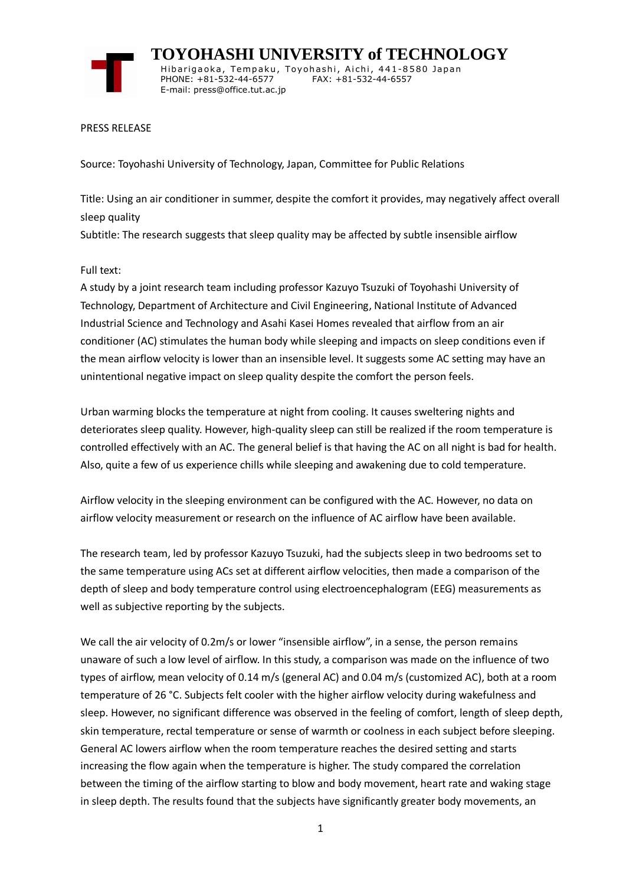# TOYOHASHI UNIVERSITY of TECHNOLOGY

Hibarigaoka, Tempaku, Toyohashi, Aichi, 441-8580 Japan
PHONE: +81-532-44-6577 FAX: +81-532-44-6557
E-mail: press@office.tut.ac.jp

PRESS RELEASE

Source: Toyohashi University of Technology, Japan, Committee for Public Relations

Title: Using an air conditioner in summer, despite the comfort it provides, may negatively affect overall sleep quality

Subtitle: The research suggests that sleep quality may be affected by subtle insensible airflow

Full text:

A study by a joint research team including professor Kazuyo Tsuzuki of Toyohashi University of Technology, Department of Architecture and Civil Engineering, National Institute of Advanced Industrial Science and Technology and Asahi Kasei Homes revealed that airflow from an air conditioner (AC) stimulates the human body while sleeping and impacts on sleep conditions even if the mean airflow velocity is lower than an insensible level. It suggests some AC setting may have an unintentional negative impact on sleep quality despite the comfort the person feels.

Urban warming blocks the temperature at night from cooling. It causes sweltering nights and deteriorates sleep quality. However, high-quality sleep can still be realized if the room temperature is controlled effectively with an AC. The general belief is that having the AC on all night is bad for health. Also, quite a few of us experience chills while sleeping and awakening due to cold temperature.

Airflow velocity in the sleeping environment can be configured with the AC. However, no data on airflow velocity measurement or research on the influence of AC airflow have been available.

The research team, led by professor Kazuyo Tsuzuki, had the subjects sleep in two bedrooms set to the same temperature using ACs set at different airflow velocities, then made a comparison of the depth of sleep and body temperature control using electroencephalogram (EEG) measurements as well as subjective reporting by the subjects.

We call the air velocity of 0.2m/s or lower "insensible airflow", in a sense, the person remains unaware of such a low level of airflow. In this study, a comparison was made on the influence of two types of airflow, mean velocity of 0.14 m/s (general AC) and 0.04 m/s (customized AC), both at a room temperature of 26 °C. Subjects felt cooler with the higher airflow velocity during wakefulness and sleep. However, no significant difference was observed in the feeling of comfort, length of sleep depth, skin temperature, rectal temperature or sense of warmth or coolness in each subject before sleeping. General AC lowers airflow when the room temperature reaches the desired setting and starts increasing the flow again when the temperature is higher. The study compared the correlation between the timing of the airflow starting to blow and body movement, heart rate and waking stage in sleep depth. The results found that the subjects have significantly greater body movements, an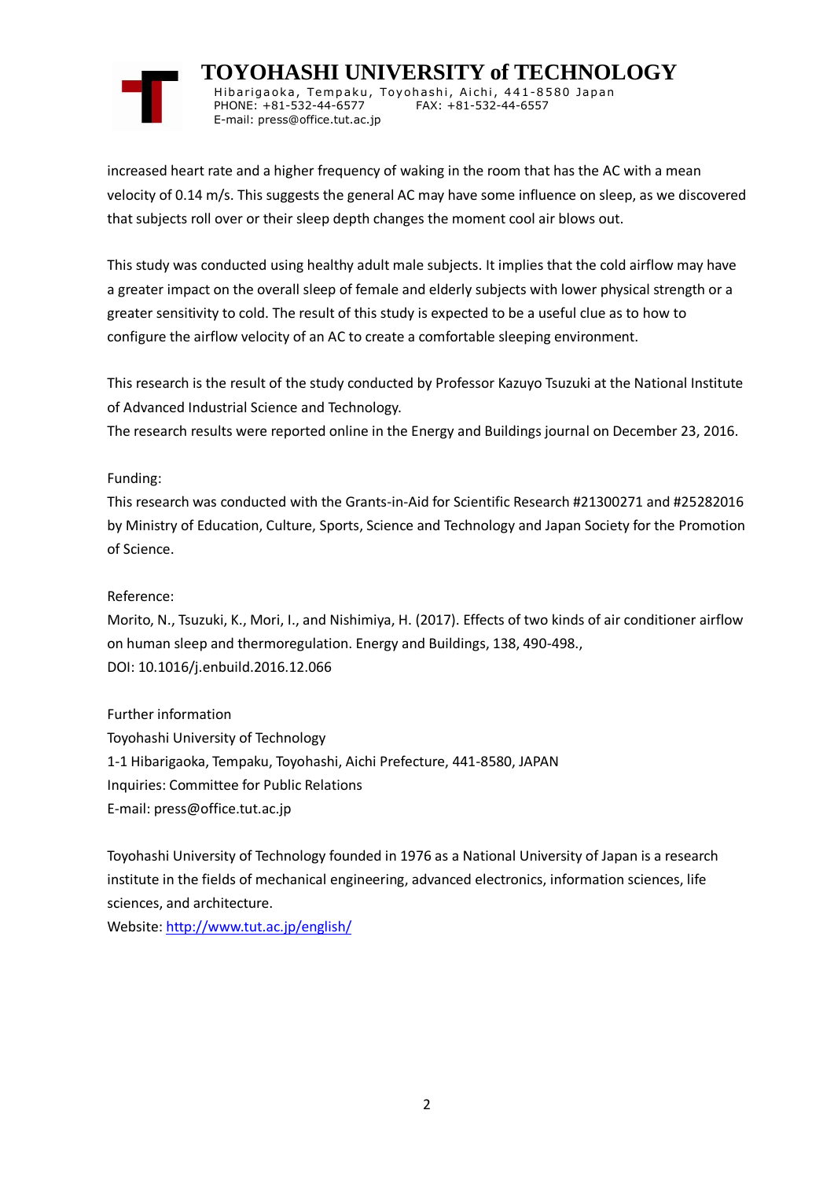increased heart rate and a higher frequency of waking in the room that has the AC with a mean velocity of 0.14 m/s. This suggests the general AC may have some influence on sleep, as we discovered that subjects roll over or their sleep depth changes the moment cool air blows out.

This study was conducted using healthy adult male subjects. It implies that the cold airflow may have a greater impact on the overall sleep of female and elderly subjects with lower physical strength or a greater sensitivity to cold. The result of this study is expected to be a useful clue as to how to configure the airflow velocity of an AC to create a comfortable sleeping environment.

This research is the result of the study conducted by Professor Kazuyo Tsuzuki at the National Institute of Advanced Industrial Science and Technology.
The research results were reported online in the Energy and Buildings journal on December 23, 2016.

Funding:
This research was conducted with the Grants-in-Aid for Scientific Research #21300271 and #25282016 by Ministry of Education, Culture, Sports, Science and Technology and Japan Society for the Promotion of Science.

Reference:
Morito, N., Tsuzuki, K., Mori, I., and Nishimiya, H. (2017). Effects of two kinds of air conditioner airflow on human sleep and thermoregulation. Energy and Buildings, 138, 490-498.,
DOI: 10.1016/j.enbuild.2016.12.066

Further information
Toyohashi University of Technology
1-1 Hibarigaoka, Tempaku, Toyohashi, Aichi Prefecture, 441-8580, JAPAN
Inquiries: Committee for Public Relations
E-mail: press@office.tut.ac.jp

Toyohashi University of Technology founded in 1976 as a National University of Japan is a research institute in the fields of mechanical engineering, advanced electronics, information sciences, life sciences, and architecture.
Website: http://www.tut.ac.jp/english/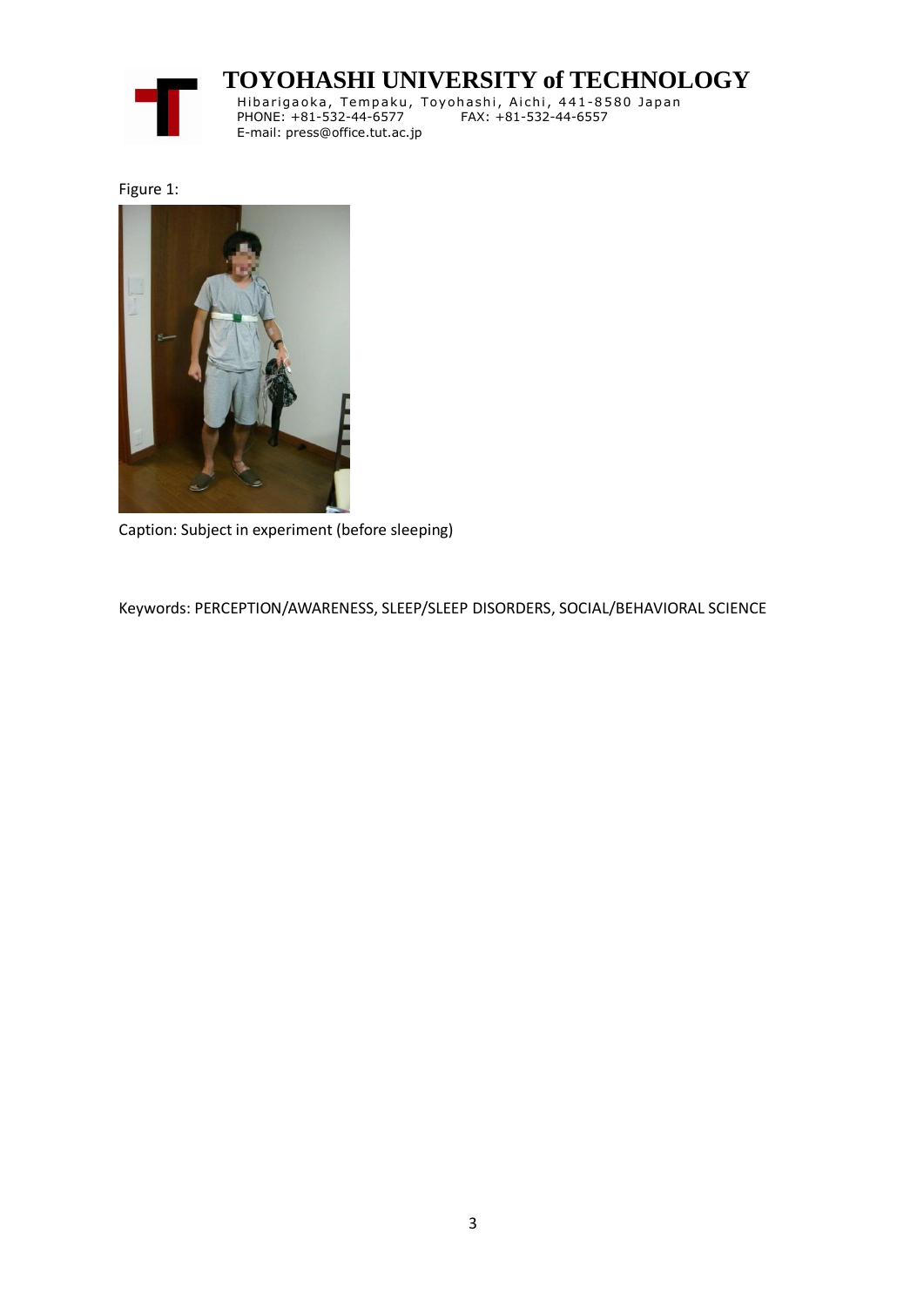# TOYOHASHI UNIVERSITY of TECHNOLOGY

Hibarigaoka, Tempaku, Toyohashi, Aichi, 441-8580 Japan
PHONE: +81-532-44-6577 FAX: +81-532-44-6557
E-mail: press@office.tut.ac.jp

Figure 1:

Caption: Subject in experiment (before sleeping)

Keywords: PERCEPTION/AWARENESS, SLEEP/SLEEP DISORDERS, SOCIAL/BEHAVIORAL SCIENCE